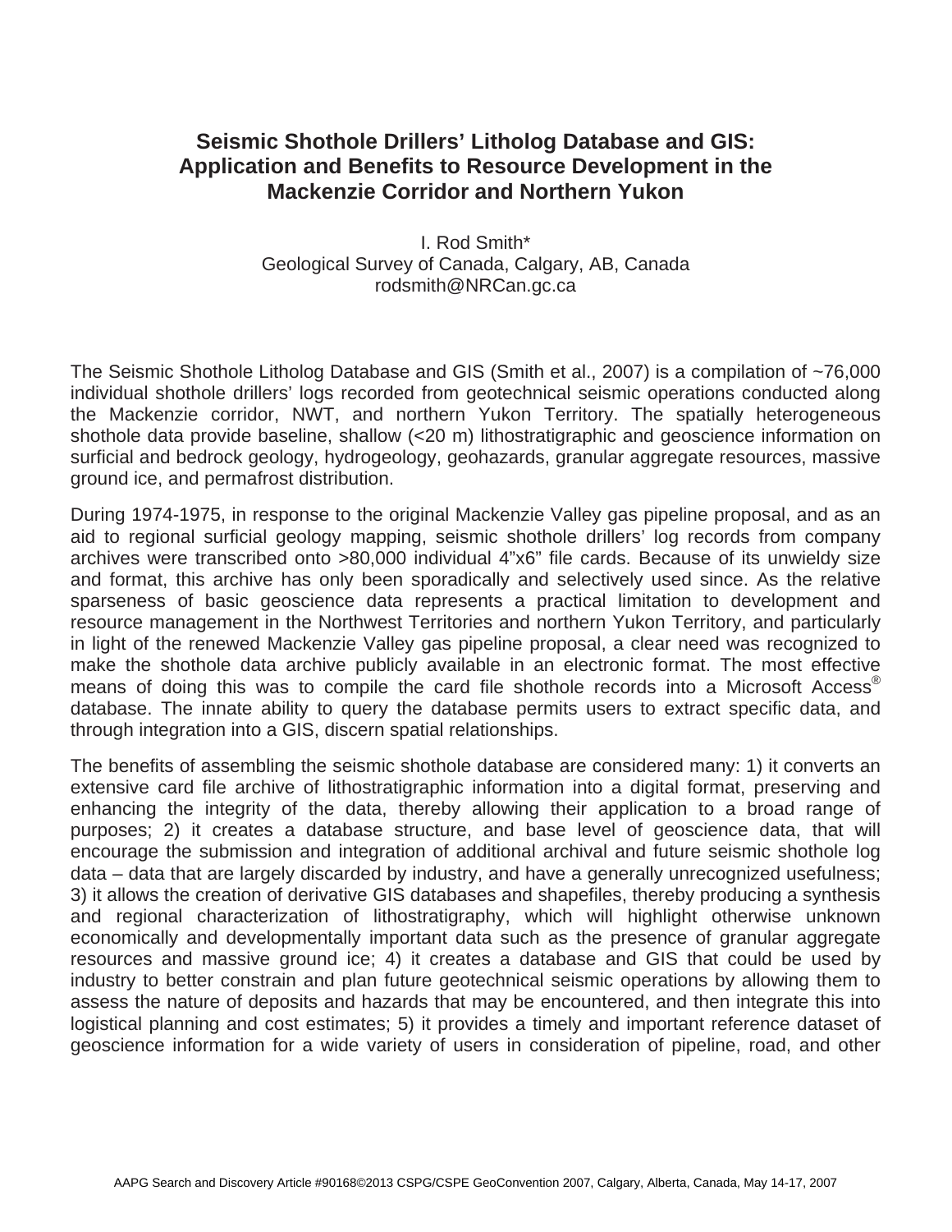# Seismic Shothole Drillers' Litholog Database and GIS: Application and Benefits to Resource Development in the Mackenzie Corridor and Northern Yukon

I. Rod Smith*
Geological Survey of Canada, Calgary, AB, Canada
rodsmith@NRCan.gc.ca

The Seismic Shothole Litholog Database and GIS (Smith et al., 2007) is a compilation of ~76,000 individual shothole drillers' logs recorded from geotechnical seismic operations conducted along the Mackenzie corridor, NWT, and northern Yukon Territory. The spatially heterogeneous shothole data provide baseline, shallow (<20 m) lithostratigraphic and geoscience information on surficial and bedrock geology, hydrogeology, geohazards, granular aggregate resources, massive ground ice, and permafrost distribution.

During 1974-1975, in response to the original Mackenzie Valley gas pipeline proposal, and as an aid to regional surficial geology mapping, seismic shothole drillers' log records from company archives were transcribed onto >80,000 individual 4"x6" file cards. Because of its unwieldy size and format, this archive has only been sporadically and selectively used since. As the relative sparseness of basic geoscience data represents a practical limitation to development and resource management in the Northwest Territories and northern Yukon Territory, and particularly in light of the renewed Mackenzie Valley gas pipeline proposal, a clear need was recognized to make the shothole data archive publicly available in an electronic format. The most effective means of doing this was to compile the card file shothole records into a Microsoft Access® database. The innate ability to query the database permits users to extract specific data, and through integration into a GIS, discern spatial relationships.

The benefits of assembling the seismic shothole database are considered many: 1) it converts an extensive card file archive of lithostratigraphic information into a digital format, preserving and enhancing the integrity of the data, thereby allowing their application to a broad range of purposes; 2) it creates a database structure, and base level of geoscience data, that will encourage the submission and integration of additional archival and future seismic shothole log data – data that are largely discarded by industry, and have a generally unrecognized usefulness; 3) it allows the creation of derivative GIS databases and shapefiles, thereby producing a synthesis and regional characterization of lithostratigraphy, which will highlight otherwise unknown economically and developmentally important data such as the presence of granular aggregate resources and massive ground ice; 4) it creates a database and GIS that could be used by industry to better constrain and plan future geotechnical seismic operations by allowing them to assess the nature of deposits and hazards that may be encountered, and then integrate this into logistical planning and cost estimates; 5) it provides a timely and important reference dataset of geoscience information for a wide variety of users in consideration of pipeline, road, and other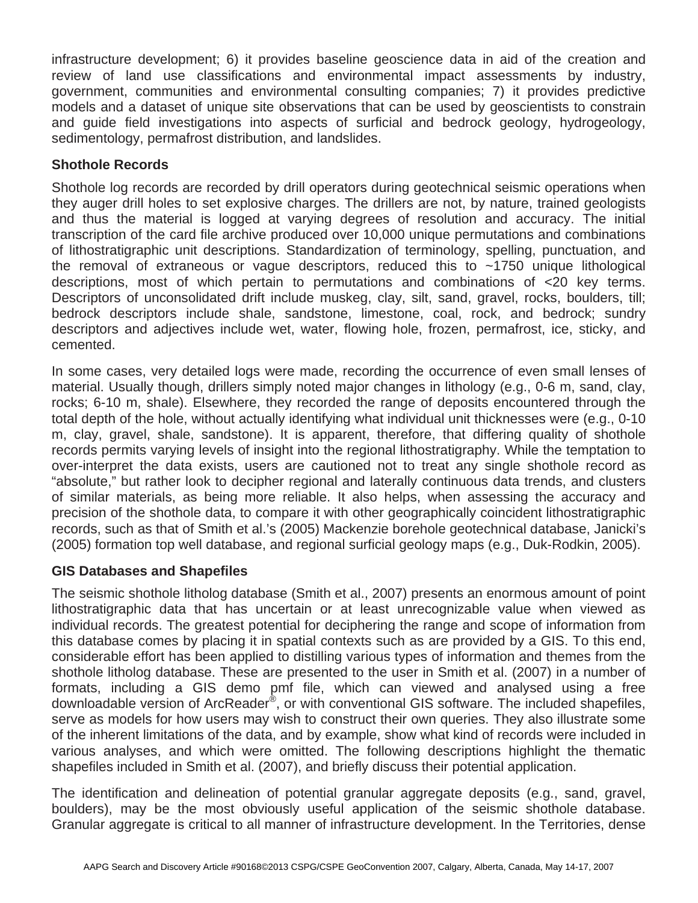infrastructure development; 6) it provides baseline geoscience data in aid of the creation and review of land use classifications and environmental impact assessments by industry, government, communities and environmental consulting companies; 7) it provides predictive models and a dataset of unique site observations that can be used by geoscientists to constrain and guide field investigations into aspects of surficial and bedrock geology, hydrogeology, sedimentology, permafrost distribution, and landslides.

## Shothole Records

Shothole log records are recorded by drill operators during geotechnical seismic operations when they auger drill holes to set explosive charges. The drillers are not, by nature, trained geologists and thus the material is logged at varying degrees of resolution and accuracy. The initial transcription of the card file archive produced over 10,000 unique permutations and combinations of lithostratigraphic unit descriptions. Standardization of terminology, spelling, punctuation, and the removal of extraneous or vague descriptors, reduced this to ~1750 unique lithological descriptions, most of which pertain to permutations and combinations of <20 key terms. Descriptors of unconsolidated drift include muskeg, clay, silt, sand, gravel, rocks, boulders, till; bedrock descriptors include shale, sandstone, limestone, coal, rock, and bedrock; sundry descriptors and adjectives include wet, water, flowing hole, frozen, permafrost, ice, sticky, and cemented.

In some cases, very detailed logs were made, recording the occurrence of even small lenses of material. Usually though, drillers simply noted major changes in lithology (e.g., 0-6 m, sand, clay, rocks; 6-10 m, shale). Elsewhere, they recorded the range of deposits encountered through the total depth of the hole, without actually identifying what individual unit thicknesses were (e.g., 0-10 m, clay, gravel, shale, sandstone). It is apparent, therefore, that differing quality of shothole records permits varying levels of insight into the regional lithostratigraphy. While the temptation to over-interpret the data exists, users are cautioned not to treat any single shothole record as "absolute," but rather look to decipher regional and laterally continuous data trends, and clusters of similar materials, as being more reliable. It also helps, when assessing the accuracy and precision of the shothole data, to compare it with other geographically coincident lithostratigraphic records, such as that of Smith et al.'s (2005) Mackenzie borehole geotechnical database, Janicki's (2005) formation top well database, and regional surficial geology maps (e.g., Duk-Rodkin, 2005).

## GIS Databases and Shapefiles

The seismic shothole litholog database (Smith et al., 2007) presents an enormous amount of point lithostratigraphic data that has uncertain or at least unrecognizable value when viewed as individual records. The greatest potential for deciphering the range and scope of information from this database comes by placing it in spatial contexts such as are provided by a GIS. To this end, considerable effort has been applied to distilling various types of information and themes from the shothole litholog database. These are presented to the user in Smith et al. (2007) in a number of formats, including a GIS demo pmf file, which can viewed and analysed using a free downloadable version of ArcReader®, or with conventional GIS software. The included shapefiles, serve as models for how users may wish to construct their own queries. They also illustrate some of the inherent limitations of the data, and by example, show what kind of records were included in various analyses, and which were omitted. The following descriptions highlight the thematic shapefiles included in Smith et al. (2007), and briefly discuss their potential application.

The identification and delineation of potential granular aggregate deposits (e.g., sand, gravel, boulders), may be the most obviously useful application of the seismic shothole database. Granular aggregate is critical to all manner of infrastructure development. In the Territories, dense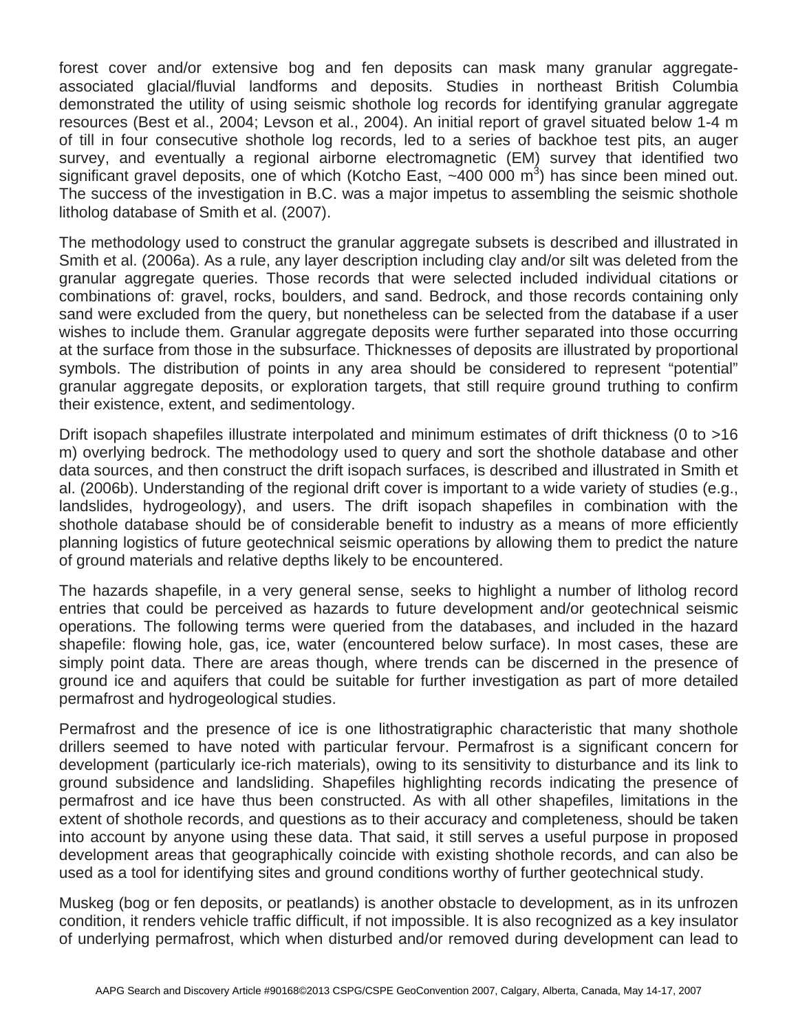forest cover and/or extensive bog and fen deposits can mask many granular aggregate-associated glacial/fluvial landforms and deposits. Studies in northeast British Columbia demonstrated the utility of using seismic shothole log records for identifying granular aggregate resources (Best et al., 2004; Levson et al., 2004). An initial report of gravel situated below 1-4 m of till in four consecutive shothole log records, led to a series of backhoe test pits, an auger survey, and eventually a regional airborne electromagnetic (EM) survey that identified two significant gravel deposits, one of which (Kotcho East, ~400 000 $m^3$) has since been mined out. The success of the investigation in B.C. was a major impetus to assembling the seismic shothole litholog database of Smith et al. (2007).

The methodology used to construct the granular aggregate subsets is described and illustrated in Smith et al. (2006a). As a rule, any layer description including clay and/or silt was deleted from the granular aggregate queries. Those records that were selected included individual citations or combinations of: gravel, rocks, boulders, and sand. Bedrock, and those records containing only sand were excluded from the query, but nonetheless can be selected from the database if a user wishes to include them. Granular aggregate deposits were further separated into those occurring at the surface from those in the subsurface. Thicknesses of deposits are illustrated by proportional symbols. The distribution of points in any area should be considered to represent "potential" granular aggregate deposits, or exploration targets, that still require ground truthing to confirm their existence, extent, and sedimentology.

Drift isopach shapefiles illustrate interpolated and minimum estimates of drift thickness (0 to >16 m) overlying bedrock. The methodology used to query and sort the shothole database and other data sources, and then construct the drift isopach surfaces, is described and illustrated in Smith et al. (2006b). Understanding of the regional drift cover is important to a wide variety of studies (e.g., landslides, hydrogeology), and users. The drift isopach shapefiles in combination with the shothole database should be of considerable benefit to industry as a means of more efficiently planning logistics of future geotechnical seismic operations by allowing them to predict the nature of ground materials and relative depths likely to be encountered.

The hazards shapefile, in a very general sense, seeks to highlight a number of litholog record entries that could be perceived as hazards to future development and/or geotechnical seismic operations. The following terms were queried from the databases, and included in the hazard shapefile: flowing hole, gas, ice, water (encountered below surface). In most cases, these are simply point data. There are areas though, where trends can be discerned in the presence of ground ice and aquifers that could be suitable for further investigation as part of more detailed permafrost and hydrogeological studies.

Permafrost and the presence of ice is one lithostratigraphic characteristic that many shothole drillers seemed to have noted with particular fervour. Permafrost is a significant concern for development (particularly ice-rich materials), owing to its sensitivity to disturbance and its link to ground subsidence and landsliding. Shapefiles highlighting records indicating the presence of permafrost and ice have thus been constructed. As with all other shapefiles, limitations in the extent of shothole records, and questions as to their accuracy and completeness, should be taken into account by anyone using these data. That said, it still serves a useful purpose in proposed development areas that geographically coincide with existing shothole records, and can also be used as a tool for identifying sites and ground conditions worthy of further geotechnical study.

Muskeg (bog or fen deposits, or peatlands) is another obstacle to development, as in its unfrozen condition, it renders vehicle traffic difficult, if not impossible. It is also recognized as a key insulator of underlying permafrost, which when disturbed and/or removed during development can lead to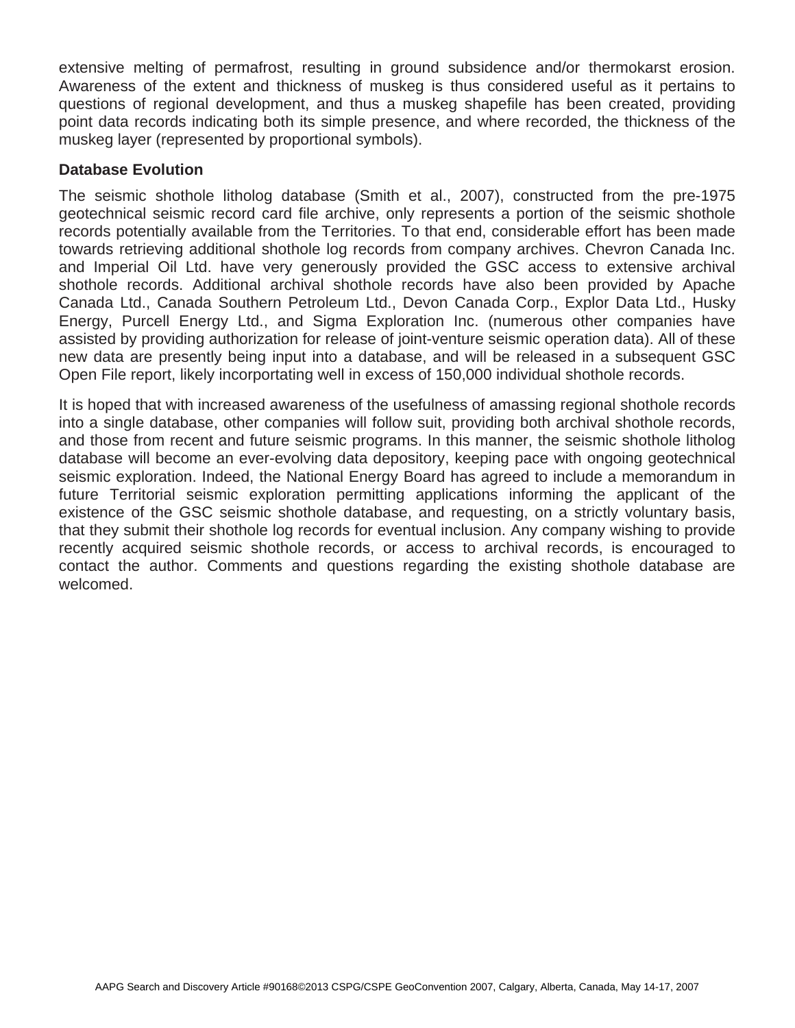extensive melting of permafrost, resulting in ground subsidence and/or thermokarst erosion. Awareness of the extent and thickness of muskeg is thus considered useful as it pertains to questions of regional development, and thus a muskeg shapefile has been created, providing point data records indicating both its simple presence, and where recorded, the thickness of the muskeg layer (represented by proportional symbols).

**Database Evolution**

The seismic shothole litholog database (Smith et al., 2007), constructed from the pre-1975 geotechnical seismic record card file archive, only represents a portion of the seismic shothole records potentially available from the Territories. To that end, considerable effort has been made towards retrieving additional shothole log records from company archives. Chevron Canada Inc. and Imperial Oil Ltd. have very generously provided the GSC access to extensive archival shothole records. Additional archival shothole records have also been provided by Apache Canada Ltd., Canada Southern Petroleum Ltd., Devon Canada Corp., Explor Data Ltd., Husky Energy, Purcell Energy Ltd., and Sigma Exploration Inc. (numerous other companies have assisted by providing authorization for release of joint-venture seismic operation data). All of these new data are presently being input into a database, and will be released in a subsequent GSC Open File report, likely incorportating well in excess of 150,000 individual shothole records.

It is hoped that with increased awareness of the usefulness of amassing regional shothole records into a single database, other companies will follow suit, providing both archival shothole records, and those from recent and future seismic programs. In this manner, the seismic shothole litholog database will become an ever-evolving data depository, keeping pace with ongoing geotechnical seismic exploration. Indeed, the National Energy Board has agreed to include a memorandum in future Territorial seismic exploration permitting applications informing the applicant of the existence of the GSC seismic shothole database, and requesting, on a strictly voluntary basis, that they submit their shothole log records for eventual inclusion. Any company wishing to provide recently acquired seismic shothole records, or access to archival records, is encouraged to contact the author. Comments and questions regarding the existing shothole database are welcomed.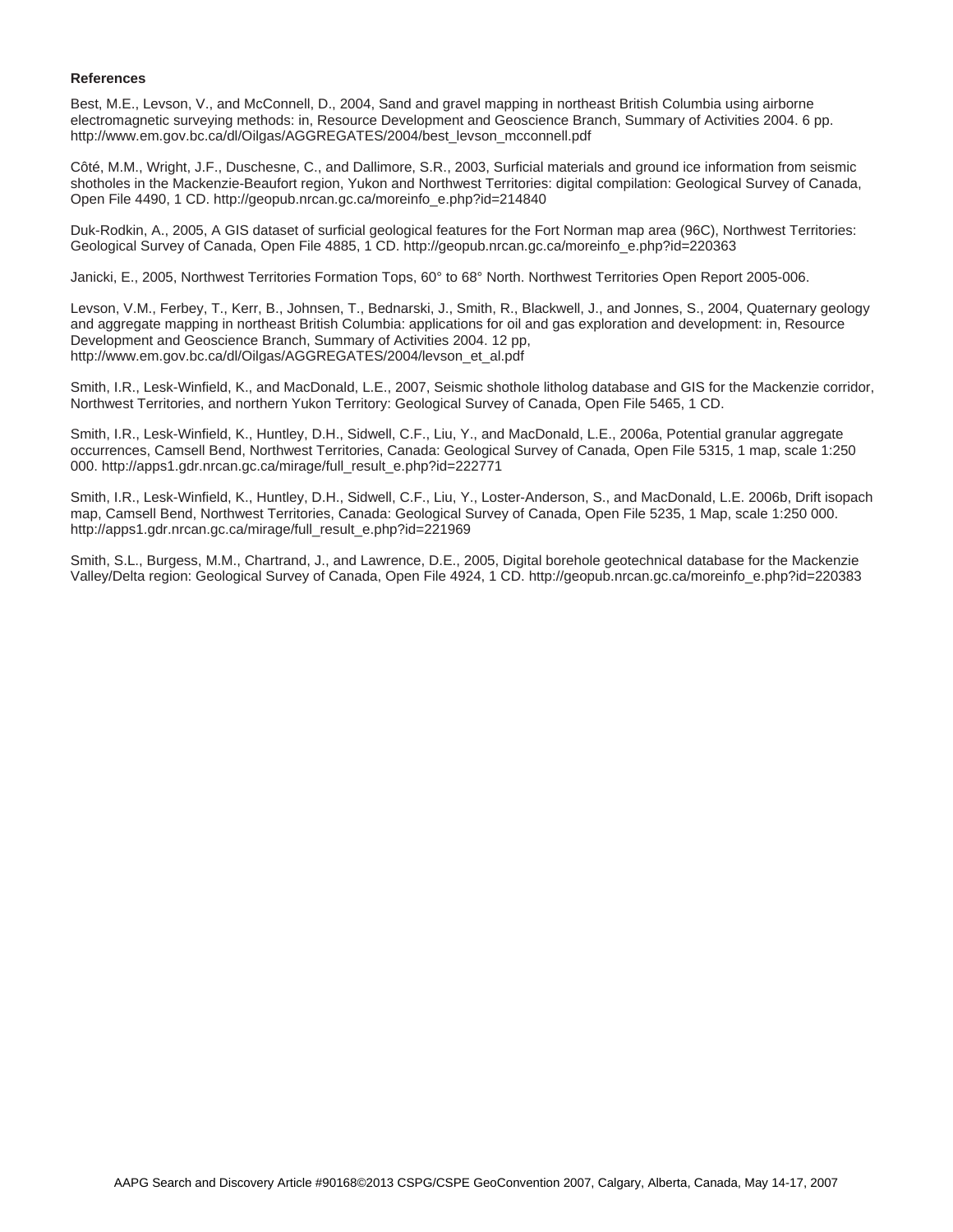**References**

Best, M.E., Levson, V., and McConnell, D., 2004, Sand and gravel mapping in northeast British Columbia using airborne electromagnetic surveying methods: in, Resource Development and Geoscience Branch, Summary of Activities 2004. 6 pp. http://www.em.gov.bc.ca/dl/Oilgas/AGGREGATES/2004/best_levson_mcconnell.pdf

Côté, M.M., Wright, J.F., Duschesne, C., and Dallimore, S.R., 2003, Surficial materials and ground ice information from seismic shotholes in the Mackenzie-Beaufort region, Yukon and Northwest Territories: digital compilation: Geological Survey of Canada, Open File 4490, 1 CD. http://geopub.nrcan.gc.ca/moreinfo_e.php?id=214840

Duk-Rodkin, A., 2005, A GIS dataset of surficial geological features for the Fort Norman map area (96C), Northwest Territories: Geological Survey of Canada, Open File 4885, 1 CD. http://geopub.nrcan.gc.ca/moreinfo_e.php?id=220363

Janicki, E., 2005, Northwest Territories Formation Tops, 60° to 68° North. Northwest Territories Open Report 2005-006.

Levson, V.M., Ferbey, T., Kerr, B., Johnsen, T., Bednarski, J., Smith, R., Blackwell, J., and Jonnes, S., 2004, Quaternary geology and aggregate mapping in northeast British Columbia: applications for oil and gas exploration and development: in, Resource Development and Geoscience Branch, Summary of Activities 2004. 12 pp, http://www.em.gov.bc.ca/dl/Oilgas/AGGREGATES/2004/levson_et_al.pdf

Smith, I.R., Lesk-Winfield, K., and MacDonald, L.E., 2007, Seismic shothole litholog database and GIS for the Mackenzie corridor, Northwest Territories, and northern Yukon Territory: Geological Survey of Canada, Open File 5465, 1 CD.

Smith, I.R., Lesk-Winfield, K., Huntley, D.H., Sidwell, C.F., Liu, Y., and MacDonald, L.E., 2006a, Potential granular aggregate occurrences, Camsell Bend, Northwest Territories, Canada: Geological Survey of Canada, Open File 5315, 1 map, scale 1:250 000. http://apps1.gdr.nrcan.gc.ca/mirage/full_result_e.php?id=222771

Smith, I.R., Lesk-Winfield, K., Huntley, D.H., Sidwell, C.F., Liu, Y., Loster-Anderson, S., and MacDonald, L.E. 2006b, Drift isopach map, Camsell Bend, Northwest Territories, Canada: Geological Survey of Canada, Open File 5235, 1 Map, scale 1:250 000. http://apps1.gdr.nrcan.gc.ca/mirage/full_result_e.php?id=221969

Smith, S.L., Burgess, M.M., Chartrand, J., and Lawrence, D.E., 2005, Digital borehole geotechnical database for the Mackenzie Valley/Delta region: Geological Survey of Canada, Open File 4924, 1 CD. http://geopub.nrcan.gc.ca/moreinfo_e.php?id=220383